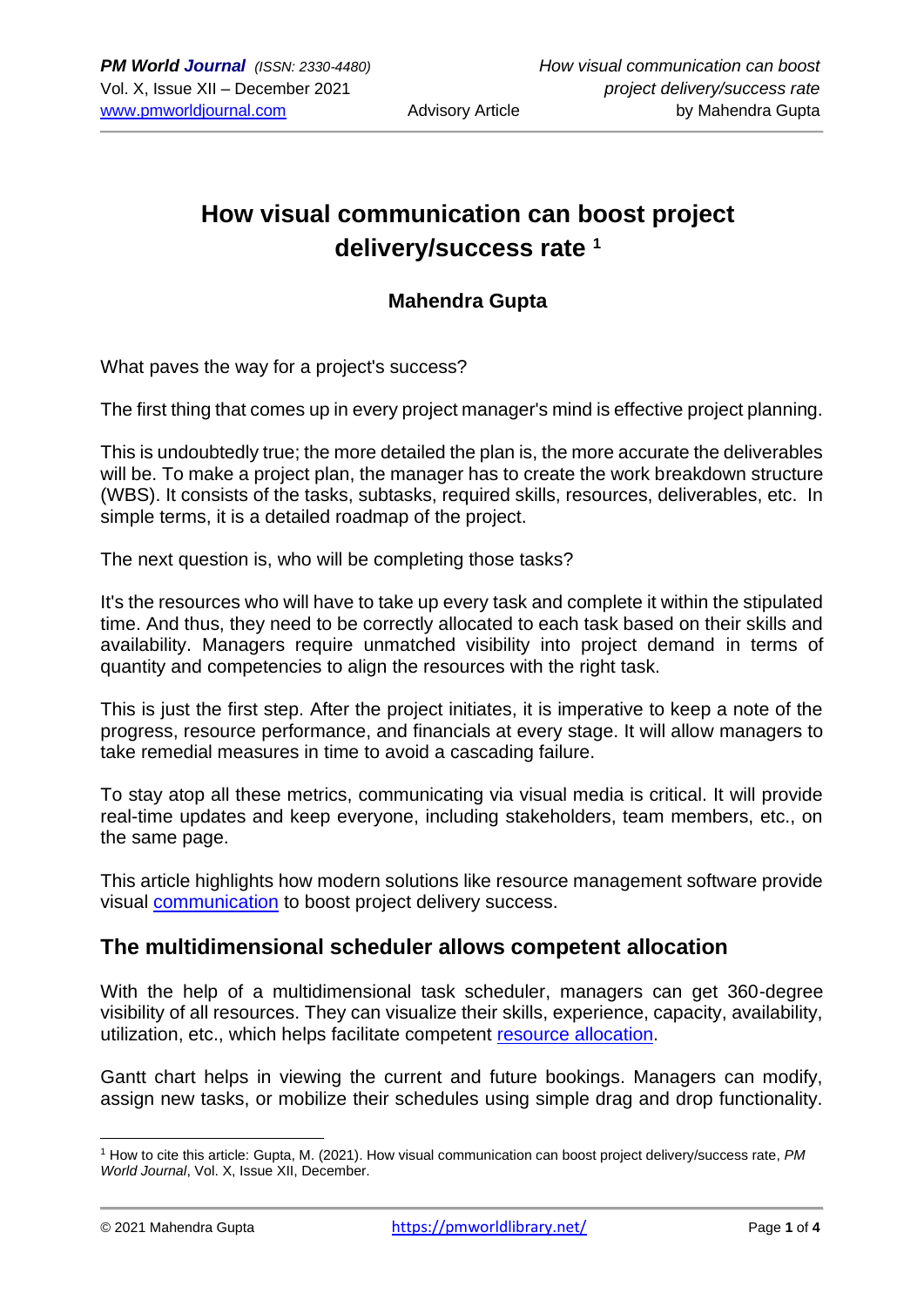# How visual communication can boost project delivery/success rate [1]

**Mahendra Gupta**

What paves the way for a project's success?

The first thing that comes up in every project manager's mind is effective project planning.

This is undoubtedly true; the more detailed the plan is, the more accurate the deliverables will be. To make a project plan, the manager has to create the work breakdown structure (WBS). It consists of the tasks, subtasks, required skills, resources, deliverables, etc. In simple terms, it is a detailed roadmap of the project.

The next question is, who will be completing those tasks?

It's the resources who will have to take up every task and complete it within the stipulated time. And thus, they need to be correctly allocated to each task based on their skills and availability. Managers require unmatched visibility into project demand in terms of quantity and competencies to align the resources with the right task.

This is just the first step. After the project initiates, it is imperative to keep a note of the progress, resource performance, and financials at every stage. It will allow managers to take remedial measures in time to avoid a cascading failure.

To stay atop all these metrics, communicating via visual media is critical. It will provide real-time updates and keep everyone, including stakeholders, team members, etc., on the same page.

This article highlights how modern solutions like resource management software provide visual communication to boost project delivery success.

## The multidimensional scheduler allows competent allocation

With the help of a multidimensional task scheduler, managers can get 360-degree visibility of all resources. They can visualize their skills, experience, capacity, availability, utilization, etc., which helps facilitate competent resource allocation.

Gantt chart helps in viewing the current and future bookings. Managers can modify, assign new tasks, or mobilize their schedules using simple drag and drop functionality.

---

[1] How to cite this article: Gupta, M. (2021). How visual communication can boost project delivery/success rate, *PM World Journal*, Vol. X, Issue XII, December.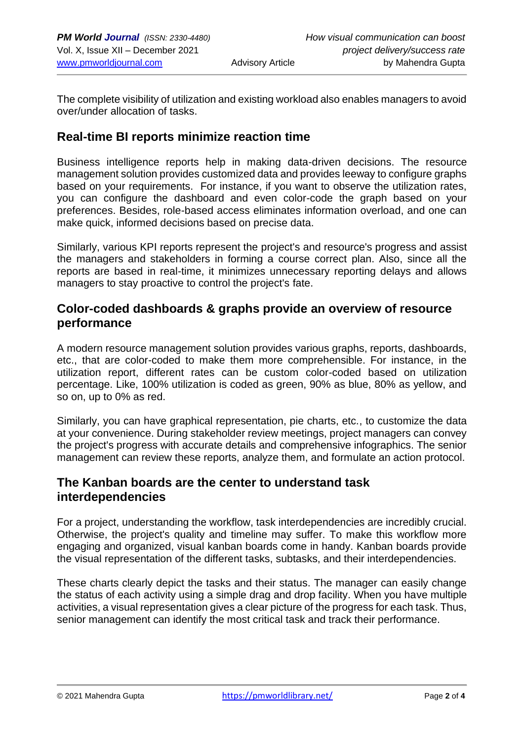The complete visibility of utilization and existing workload also enables managers to avoid over/under allocation of tasks.

## Real-time BI reports minimize reaction time

Business intelligence reports help in making data-driven decisions. The resource management solution provides customized data and provides leeway to configure graphs based on your requirements. For instance, if you want to observe the utilization rates, you can configure the dashboard and even color-code the graph based on your preferences. Besides, role-based access eliminates information overload, and one can make quick, informed decisions based on precise data.

Similarly, various KPI reports represent the project's and resource's progress and assist the managers and stakeholders in forming a course correct plan. Also, since all the reports are based in real-time, it minimizes unnecessary reporting delays and allows managers to stay proactive to control the project's fate.

## Color-coded dashboards & graphs provide an overview of resource performance

A modern resource management solution provides various graphs, reports, dashboards, etc., that are color-coded to make them more comprehensible. For instance, in the utilization report, different rates can be custom color-coded based on utilization percentage. Like, 100% utilization is coded as green, 90% as blue, 80% as yellow, and so on, up to 0% as red.

Similarly, you can have graphical representation, pie charts, etc., to customize the data at your convenience. During stakeholder review meetings, project managers can convey the project's progress with accurate details and comprehensive infographics. The senior management can review these reports, analyze them, and formulate an action protocol.

## The Kanban boards are the center to understand task interdependencies

For a project, understanding the workflow, task interdependencies are incredibly crucial. Otherwise, the project's quality and timeline may suffer. To make this workflow more engaging and organized, visual kanban boards come in handy. Kanban boards provide the visual representation of the different tasks, subtasks, and their interdependencies.

These charts clearly depict the tasks and their status. The manager can easily change the status of each activity using a simple drag and drop facility. When you have multiple activities, a visual representation gives a clear picture of the progress for each task. Thus, senior management can identify the most critical task and track their performance.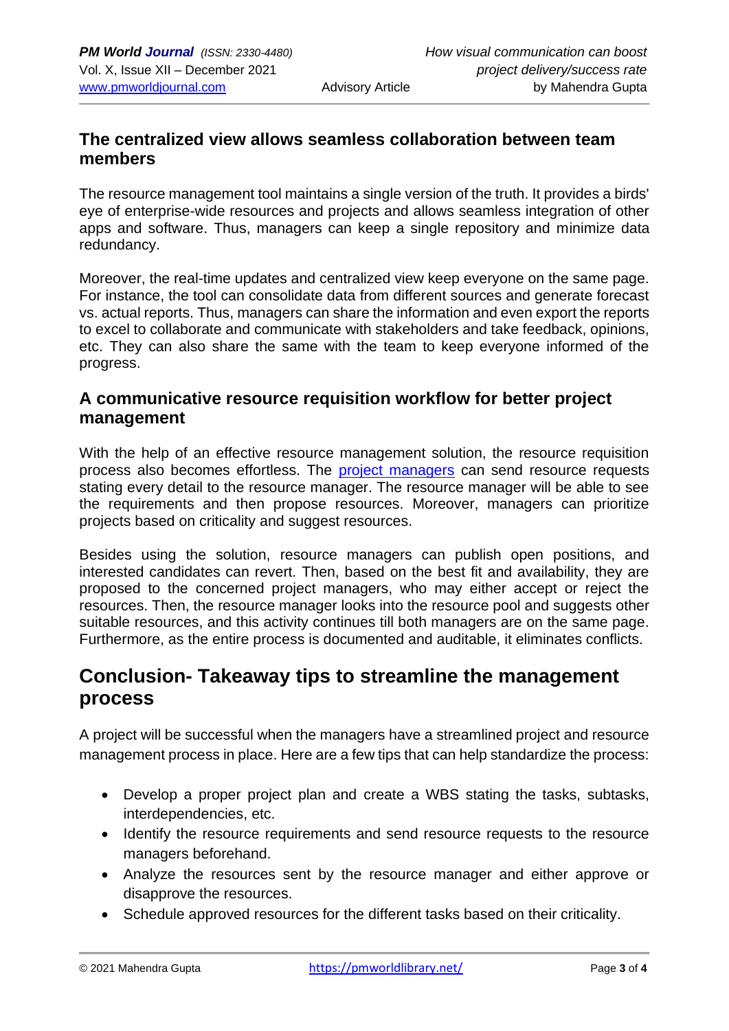### The centralized view allows seamless collaboration between team members

The resource management tool maintains a single version of the truth. It provides a birds' eye of enterprise-wide resources and projects and allows seamless integration of other apps and software. Thus, managers can keep a single repository and minimize data redundancy.

Moreover, the real-time updates and centralized view keep everyone on the same page. For instance, the tool can consolidate data from different sources and generate forecast vs. actual reports. Thus, managers can share the information and even export the reports to excel to collaborate and communicate with stakeholders and take feedback, opinions, etc. They can also share the same with the team to keep everyone informed of the progress.

### A communicative resource requisition workflow for better project management

With the help of an effective resource management solution, the resource requisition process also becomes effortless. The project managers can send resource requests stating every detail to the resource manager. The resource manager will be able to see the requirements and then propose resources. Moreover, managers can prioritize projects based on criticality and suggest resources.

Besides using the solution, resource managers can publish open positions, and interested candidates can revert. Then, based on the best fit and availability, they are proposed to the concerned project managers, who may either accept or reject the resources. Then, the resource manager looks into the resource pool and suggests other suitable resources, and this activity continues till both managers are on the same page. Furthermore, as the entire process is documented and auditable, it eliminates conflicts.

## Conclusion- Takeaway tips to streamline the management process

A project will be successful when the managers have a streamlined project and resource management process in place. Here are a few tips that can help standardize the process:

- Develop a proper project plan and create a WBS stating the tasks, subtasks, interdependencies, etc.
- Identify the resource requirements and send resource requests to the resource managers beforehand.
- Analyze the resources sent by the resource manager and either approve or disapprove the resources.
- Schedule approved resources for the different tasks based on their criticality.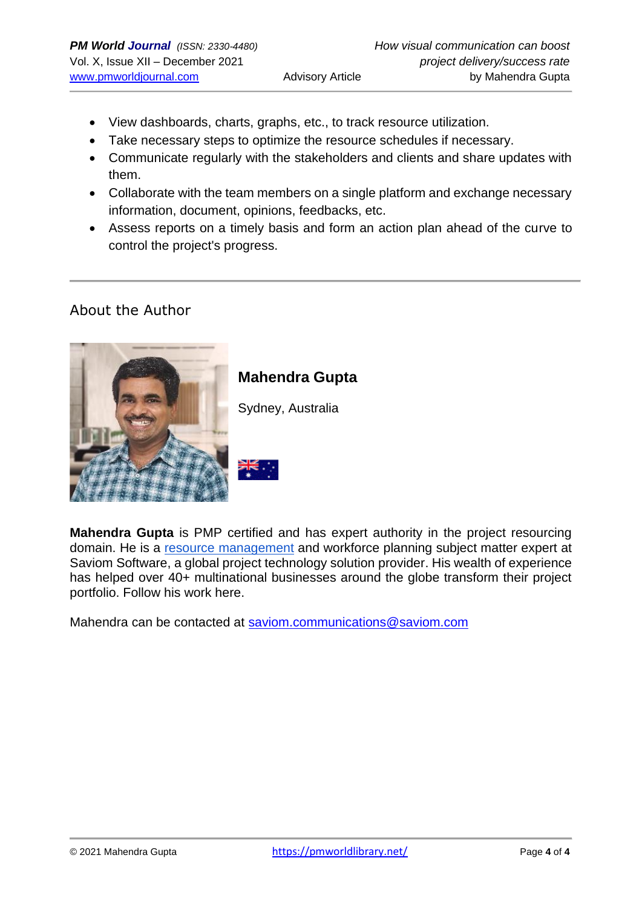- View dashboards, charts, graphs, etc., to track resource utilization.
- Take necessary steps to optimize the resource schedules if necessary.
- Communicate regularly with the stakeholders and clients and share updates with them.
- Collaborate with the team members on a single platform and exchange necessary information, document, opinions, feedbacks, etc.
- Assess reports on a timely basis and form an action plan ahead of the curve to control the project's progress.

---

## About the Author

### Mahendra Gupta

Sydney, Australia

**Mahendra Gupta** is PMP certified and has expert authority in the project resourcing domain. He is a [resource management]() and workforce planning subject matter expert at Saviom Software, a global project technology solution provider. His wealth of experience has helped over 40+ multinational businesses around the globe transform their project portfolio. Follow his work here.

Mahendra can be contacted at [saviom.communications@saviom.com](mailto:saviom.communications@saviom.com)